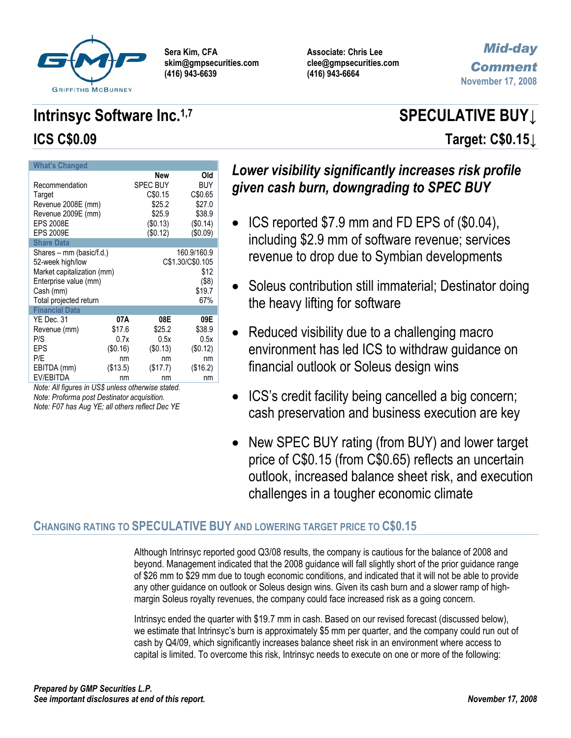GMP Griffiths McBurney

**Sera Kim, CFA**
**skim@gmpsecurities.com**
**(416) 943-6639**

**Associate: Chris Lee**
**clee@gmpsecurities.com**
**(416) 943-6664**

***Mid-day Comment***
November 17, 2008

# Intrinsyc Software Inc.[1,7] — SPECULATIVE BUY↓

## ICS C$0.09 — Target: C$0.15↓

| What's Changed | New | Old |
|---|---|---|
| Recommendation | SPEC BUY | BUY |
| Target | C$0.15 | C$0.65 |
| Revenue 2008E (mm) | $25.2 | $27.0 |
| Revenue 2009E (mm) | $25.9 | $38.9 |
| EPS 2008E | ($0.13) | ($0.14) |
| EPS 2009E | ($0.12) | ($0.09) |

| Share Data | |
|---|---|
| Shares – mm (basic/f.d.) | 160.9/160.9 |
| 52-week high/low | C$1.30/C$0.105 |
| Market capitalization (mm) | $12 |
| Enterprise value (mm) | ($8) |
| Cash (mm) | $19.7 |
| Total projected return | 67% |

| Financial Data | | | |
|---|---|---|---|
| YE Dec. 31 | 07A | 08E | 09E |
| Revenue (mm) | $17.6 | $25.2 | $38.9 |
| P/S | 0.7x | 0.5x | 0.5x |
| EPS | ($0.16) | ($0.13) | ($0.12) |
| P/E | nm | nm | nm |
| EBITDA (mm) | ($13.5) | ($17.7) | ($16.2) |
| EV/EBITDA | nm | nm | nm |

*Note: All figures in US$ unless otherwise stated.*
*Note: Proforma post Destinator acquisition.*
*Note: F07 has Aug YE; all others reflect Dec YE*

### *Lower visibility significantly increases risk profile given cash burn, downgrading to SPEC BUY*

- ICS reported $7.9 mm and FD EPS of ($0.04), including $2.9 mm of software revenue; services revenue to drop due to Symbian developments
- Soleus contribution still immaterial; Destinator doing the heavy lifting for software
- Reduced visibility due to a challenging macro environment has led ICS to withdraw guidance on financial outlook or Soleus design wins
- ICS's credit facility being cancelled a big concern; cash preservation and business execution are key
- New SPEC BUY rating (from BUY) and lower target price of C$0.15 (from C$0.65) reflects an uncertain outlook, increased balance sheet risk, and execution challenges in a tougher economic climate

## CHANGING RATING TO SPECULATIVE BUY AND LOWERING TARGET PRICE TO C$0.15

Although Intrinsyc reported good Q3/08 results, the company is cautious for the balance of 2008 and beyond. Management indicated that the 2008 guidance will fall slightly short of the prior guidance range of $26 mm to $29 mm due to tough economic conditions, and indicated that it will not be able to provide any other guidance on outlook or Soleus design wins. Given its cash burn and a slower ramp of high-margin Soleus royalty revenues, the company could face increased risk as a going concern.

Intrinsyc ended the quarter with $19.7 mm in cash. Based on our revised forecast (discussed below), we estimate that Intrinsyc's burn is approximately $5 mm per quarter, and the company could run out of cash by Q4/09, which significantly increases balance sheet risk in an environment where access to capital is limited. To overcome this risk, Intrinsyc needs to execute on one or more of the following:

***Prepared by GMP Securities L.P.***
***See important disclosures at end of this report.***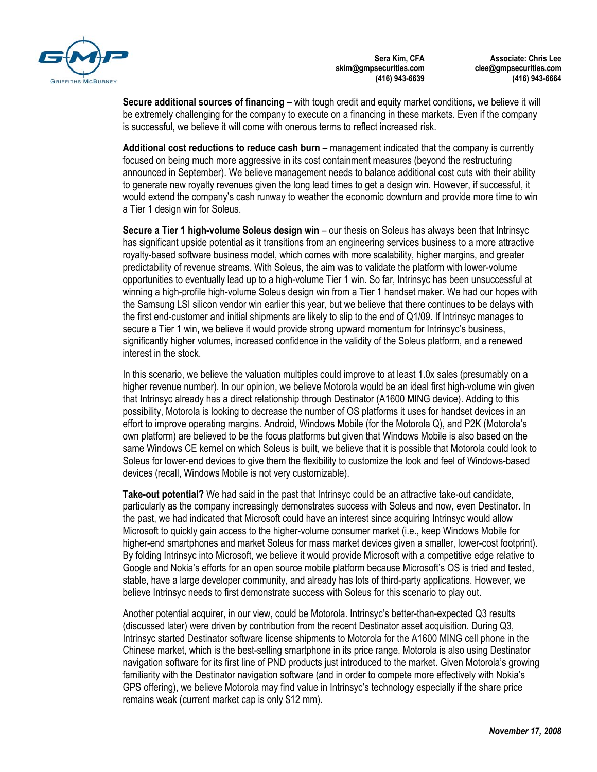**Secure additional sources of financing** – with tough credit and equity market conditions, we believe it will be extremely challenging for the company to execute on a financing in these markets. Even if the company is successful, we believe it will come with onerous terms to reflect increased risk.

**Additional cost reductions to reduce cash burn** – management indicated that the company is currently focused on being much more aggressive in its cost containment measures (beyond the restructuring announced in September). We believe management needs to balance additional cost cuts with their ability to generate new royalty revenues given the long lead times to get a design win. However, if successful, it would extend the company's cash runway to weather the economic downturn and provide more time to win a Tier 1 design win for Soleus.

**Secure a Tier 1 high-volume Soleus design win** – our thesis on Soleus has always been that Intrinsyc has significant upside potential as it transitions from an engineering services business to a more attractive royalty-based software business model, which comes with more scalability, higher margins, and greater predictability of revenue streams. With Soleus, the aim was to validate the platform with lower-volume opportunities to eventually lead up to a high-volume Tier 1 win. So far, Intrinsyc has been unsuccessful at winning a high-profile high-volume Soleus design win from a Tier 1 handset maker. We had our hopes with the Samsung LSI silicon vendor win earlier this year, but we believe that there continues to be delays with the first end-customer and initial shipments are likely to slip to the end of Q1/09. If Intrinsyc manages to secure a Tier 1 win, we believe it would provide strong upward momentum for Intrinsyc's business, significantly higher volumes, increased confidence in the validity of the Soleus platform, and a renewed interest in the stock.

In this scenario, we believe the valuation multiples could improve to at least 1.0x sales (presumably on a higher revenue number). In our opinion, we believe Motorola would be an ideal first high-volume win given that Intrinsyc already has a direct relationship through Destinator (A1600 MING device). Adding to this possibility, Motorola is looking to decrease the number of OS platforms it uses for handset devices in an effort to improve operating margins. Android, Windows Mobile (for the Motorola Q), and P2K (Motorola's own platform) are believed to be the focus platforms but given that Windows Mobile is also based on the same Windows CE kernel on which Soleus is built, we believe that it is possible that Motorola could look to Soleus for lower-end devices to give them the flexibility to customize the look and feel of Windows-based devices (recall, Windows Mobile is not very customizable).

**Take-out potential?** We had said in the past that Intrinsyc could be an attractive take-out candidate, particularly as the company increasingly demonstrates success with Soleus and now, even Destinator. In the past, we had indicated that Microsoft could have an interest since acquiring Intrinsyc would allow Microsoft to quickly gain access to the higher-volume consumer market (i.e., keep Windows Mobile for higher-end smartphones and market Soleus for mass market devices given a smaller, lower-cost footprint). By folding Intrinsyc into Microsoft, we believe it would provide Microsoft with a competitive edge relative to Google and Nokia's efforts for an open source mobile platform because Microsoft's OS is tried and tested, stable, have a large developer community, and already has lots of third-party applications. However, we believe Intrinsyc needs to first demonstrate success with Soleus for this scenario to play out.

Another potential acquirer, in our view, could be Motorola. Intrinsyc's better-than-expected Q3 results (discussed later) were driven by contribution from the recent Destinator asset acquisition. During Q3, Intrinsyc started Destinator software license shipments to Motorola for the A1600 MING cell phone in the Chinese market, which is the best-selling smartphone in its price range. Motorola is also using Destinator navigation software for its first line of PND products just introduced to the market. Given Motorola's growing familiarity with the Destinator navigation software (and in order to compete more effectively with Nokia's GPS offering), we believe Motorola may find value in Intrinsyc's technology especially if the share price remains weak (current market cap is only $12 mm).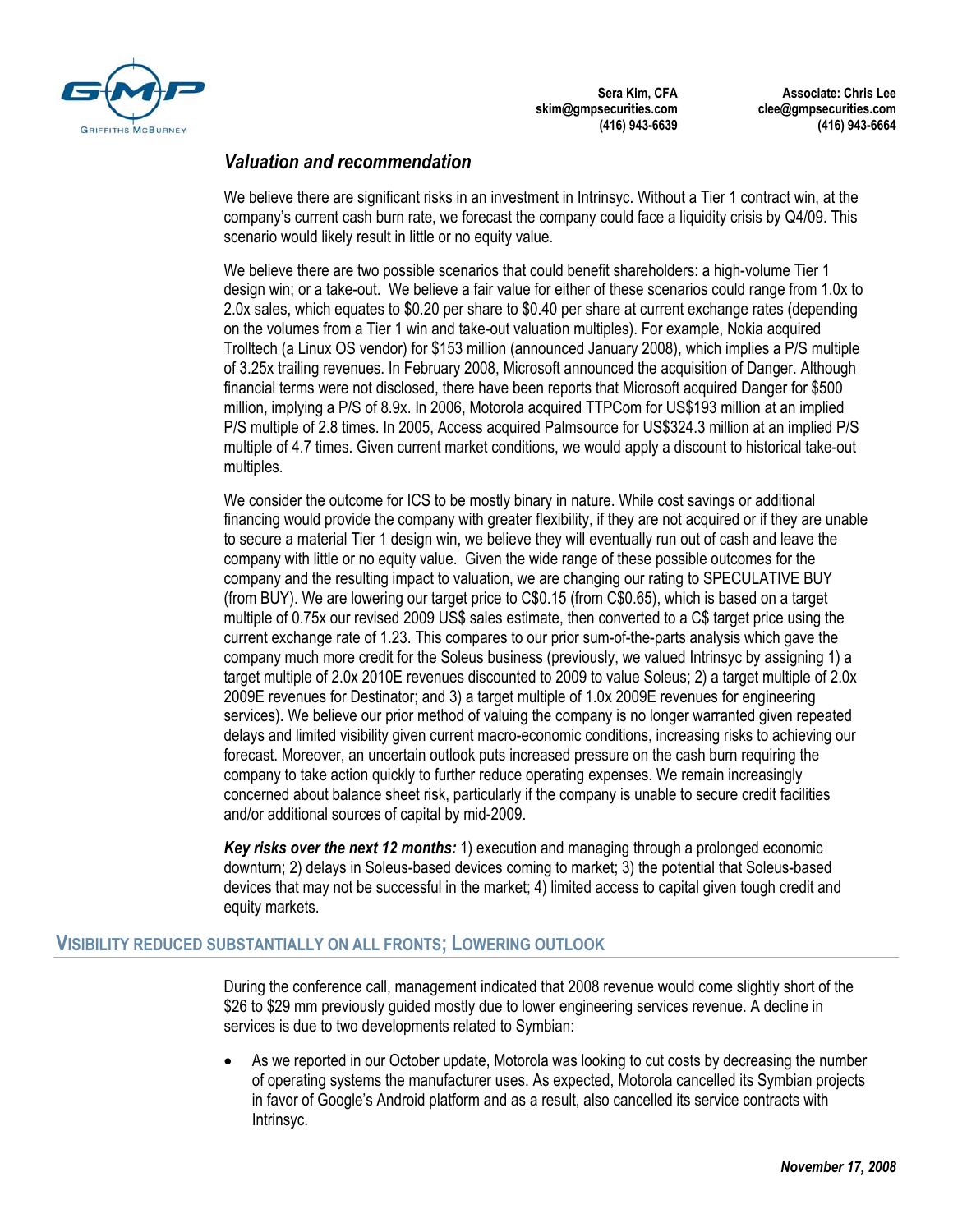## Valuation and recommendation

We believe there are significant risks in an investment in Intrinsyc. Without a Tier 1 contract win, at the company's current cash burn rate, we forecast the company could face a liquidity crisis by Q4/09. This scenario would likely result in little or no equity value.

We believe there are two possible scenarios that could benefit shareholders: a high-volume Tier 1 design win; or a take-out. We believe a fair value for either of these scenarios could range from 1.0x to 2.0x sales, which equates to $0.20 per share to $0.40 per share at current exchange rates (depending on the volumes from a Tier 1 win and take-out valuation multiples). For example, Nokia acquired Trolltech (a Linux OS vendor) for $153 million (announced January 2008), which implies a P/S multiple of 3.25x trailing revenues. In February 2008, Microsoft announced the acquisition of Danger. Although financial terms were not disclosed, there have been reports that Microsoft acquired Danger for $500 million, implying a P/S of 8.9x. In 2006, Motorola acquired TTPCom for US$193 million at an implied P/S multiple of 2.8 times. In 2005, Access acquired Palmsource for US$324.3 million at an implied P/S multiple of 4.7 times. Given current market conditions, we would apply a discount to historical take-out multiples.

We consider the outcome for ICS to be mostly binary in nature. While cost savings or additional financing would provide the company with greater flexibility, if they are not acquired or if they are unable to secure a material Tier 1 design win, we believe they will eventually run out of cash and leave the company with little or no equity value. Given the wide range of these possible outcomes for the company and the resulting impact to valuation, we are changing our rating to SPECULATIVE BUY (from BUY). We are lowering our target price to C$0.15 (from C$0.65), which is based on a target multiple of 0.75x our revised 2009 US$ sales estimate, then converted to a C$ target price using the current exchange rate of 1.23. This compares to our prior sum-of-the-parts analysis which gave the company much more credit for the Soleus business (previously, we valued Intrinsyc by assigning 1) a target multiple of 2.0x 2010E revenues discounted to 2009 to value Soleus; 2) a target multiple of 2.0x 2009E revenues for Destinator; and 3) a target multiple of 1.0x 2009E revenues for engineering services). We believe our prior method of valuing the company is no longer warranted given repeated delays and limited visibility given current macro-economic conditions, increasing risks to achieving our forecast. Moreover, an uncertain outlook puts increased pressure on the cash burn requiring the company to take action quickly to further reduce operating expenses. We remain increasingly concerned about balance sheet risk, particularly if the company is unable to secure credit facilities and/or additional sources of capital by mid-2009.

***Key risks over the next 12 months:*** 1) execution and managing through a prolonged economic downturn; 2) delays in Soleus-based devices coming to market; 3) the potential that Soleus-based devices that may not be successful in the market; 4) limited access to capital given tough credit and equity markets.

## VISIBILITY REDUCED SUBSTANTIALLY ON ALL FRONTS; LOWERING OUTLOOK

During the conference call, management indicated that 2008 revenue would come slightly short of the $26 to $29 mm previously guided mostly due to lower engineering services revenue. A decline in services is due to two developments related to Symbian:

- As we reported in our October update, Motorola was looking to cut costs by decreasing the number of operating systems the manufacturer uses. As expected, Motorola cancelled its Symbian projects in favor of Google's Android platform and as a result, also cancelled its service contracts with Intrinsyc.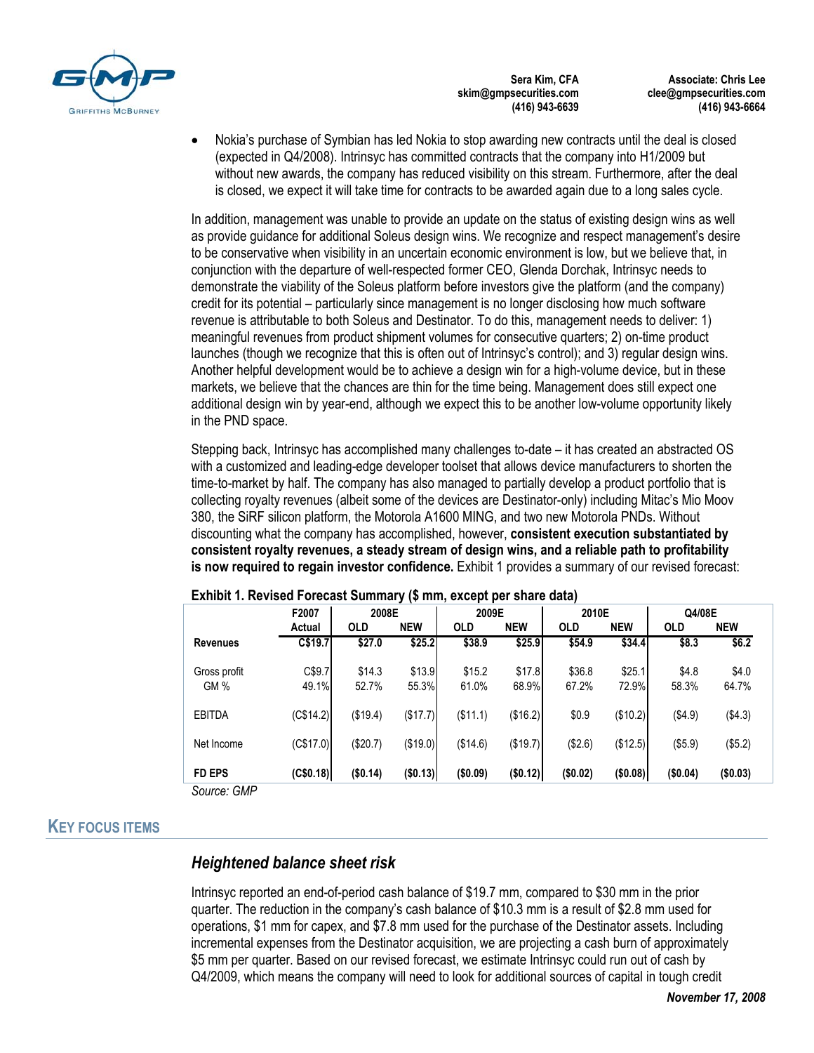- Nokia's purchase of Symbian has led Nokia to stop awarding new contracts until the deal is closed (expected in Q4/2008). Intrinsyc has committed contracts that the company into H1/2009 but without new awards, the company has reduced visibility on this stream. Furthermore, after the deal is closed, we expect it will take time for contracts to be awarded again due to a long sales cycle.

In addition, management was unable to provide an update on the status of existing design wins as well as provide guidance for additional Soleus design wins. We recognize and respect management's desire to be conservative when visibility in an uncertain economic environment is low, but we believe that, in conjunction with the departure of well-respected former CEO, Glenda Dorchak, Intrinsyc needs to demonstrate the viability of the Soleus platform before investors give the platform (and the company) credit for its potential – particularly since management is no longer disclosing how much software revenue is attributable to both Soleus and Destinator. To do this, management needs to deliver: 1) meaningful revenues from product shipment volumes for consecutive quarters; 2) on-time product launches (though we recognize that this is often out of Intrinsyc's control); and 3) regular design wins. Another helpful development would be to achieve a design win for a high-volume device, but in these markets, we believe that the chances are thin for the time being. Management does still expect one additional design win by year-end, although we expect this to be another low-volume opportunity likely in the PND space.

Stepping back, Intrinsyc has accomplished many challenges to-date – it has created an abstracted OS with a customized and leading-edge developer toolset that allows device manufacturers to shorten the time-to-market by half. The company has also managed to partially develop a product portfolio that is collecting royalty revenues (albeit some of the devices are Destinator-only) including Mitac's Mio Moov 380, the SiRF silicon platform, the Motorola A1600 MING, and two new Motorola PNDs. Without discounting what the company has accomplished, however, **consistent execution substantiated by consistent royalty revenues, a steady stream of design wins, and a reliable path to profitability is now required to regain investor confidence.** Exhibit 1 provides a summary of our revised forecast:

**Exhibit 1. Revised Forecast Summary ($ mm, except per share data)**

| | F2007 | 2008E | | 2009E | | 2010E | | Q4/08E | |
|---|---|---|---|---|---|---|---|---|---|
| | **Actual** | **OLD** | **NEW** | **OLD** | **NEW** | **OLD** | **NEW** | **OLD** | **NEW** |
| **Revenues** | **C$19.7** | **$27.0** | **$25.2** | **$38.9** | **$25.9** | **$54.9** | **$34.4** | **$8.3** | **$6.2** |
| Gross profit | C$9.7 | $14.3 | $13.9 | $15.2 | $17.8 | $36.8 | $25.1 | $4.8 | $4.0 |
| GM % | 49.1% | 52.7% | 55.3% | 61.0% | 68.9% | 67.2% | 72.9% | 58.3% | 64.7% |
| EBITDA | (C$14.2) | ($19.4) | ($17.7) | ($11.1) | ($16.2) | $0.9 | ($10.2) | ($4.9) | ($4.3) |
| Net Income | (C$17.0) | ($20.7) | ($19.0) | ($14.6) | ($19.7) | ($2.6) | ($12.5) | ($5.9) | ($5.2) |
| **FD EPS** | **(C$0.18)** | **($0.14)** | **($0.13)** | **($0.09)** | **($0.12)** | **($0.02)** | **($0.08)** | **($0.04)** | **($0.03)** |

*Source: GMP*

## KEY FOCUS ITEMS

### *Heightened balance sheet risk*

Intrinsyc reported an end-of-period cash balance of $19.7 mm, compared to $30 mm in the prior quarter. The reduction in the company's cash balance of $10.3 mm is a result of $2.8 mm used for operations, $1 mm for capex, and $7.8 mm used for the purchase of the Destinator assets. Including incremental expenses from the Destinator acquisition, we are projecting a cash burn of approximately $5 mm per quarter. Based on our revised forecast, we estimate Intrinsyc could run out of cash by Q4/2009, which means the company will need to look for additional sources of capital in tough credit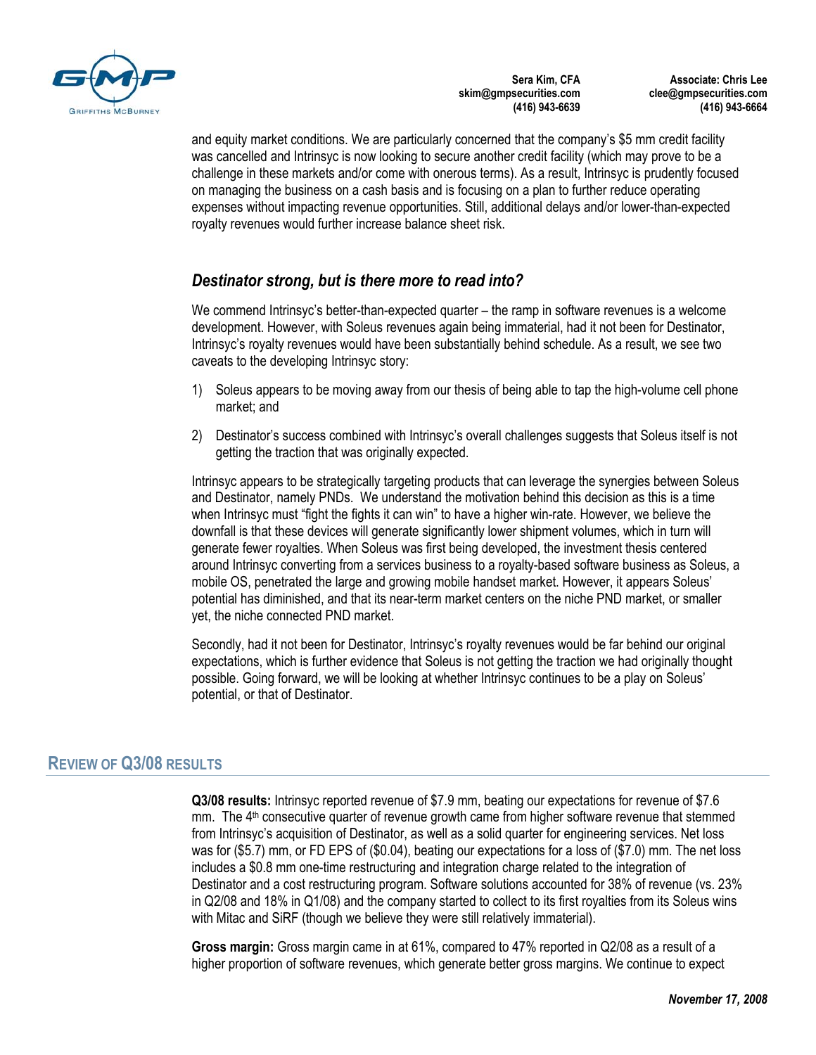and equity market conditions. We are particularly concerned that the company's $5 mm credit facility was cancelled and Intrinsyc is now looking to secure another credit facility (which may prove to be a challenge in these markets and/or come with onerous terms). As a result, Intrinsyc is prudently focused on managing the business on a cash basis and is focusing on a plan to further reduce operating expenses without impacting revenue opportunities. Still, additional delays and/or lower-than-expected royalty revenues would further increase balance sheet risk.

### *Destinator strong, but is there more to read into?*

We commend Intrinsyc's better-than-expected quarter – the ramp in software revenues is a welcome development. However, with Soleus revenues again being immaterial, had it not been for Destinator, Intrinsyc's royalty revenues would have been substantially behind schedule. As a result, we see two caveats to the developing Intrinsyc story:

1) Soleus appears to be moving away from our thesis of being able to tap the high-volume cell phone market; and
2) Destinator's success combined with Intrinsyc's overall challenges suggests that Soleus itself is not getting the traction that was originally expected.

Intrinsyc appears to be strategically targeting products that can leverage the synergies between Soleus and Destinator, namely PNDs. We understand the motivation behind this decision as this is a time when Intrinsyc must "fight the fights it can win" to have a higher win-rate. However, we believe the downfall is that these devices will generate significantly lower shipment volumes, which in turn will generate fewer royalties. When Soleus was first being developed, the investment thesis centered around Intrinsyc converting from a services business to a royalty-based software business as Soleus, a mobile OS, penetrated the large and growing mobile handset market. However, it appears Soleus' potential has diminished, and that its near-term market centers on the niche PND market, or smaller yet, the niche connected PND market.

Secondly, had it not been for Destinator, Intrinsyc's royalty revenues would be far behind our original expectations, which is further evidence that Soleus is not getting the traction we had originally thought possible. Going forward, we will be looking at whether Intrinsyc continues to be a play on Soleus' potential, or that of Destinator.

## REVIEW OF Q3/08 RESULTS

**Q3/08 results:** Intrinsyc reported revenue of $7.9 mm, beating our expectations for revenue of $7.6 mm. The 4th consecutive quarter of revenue growth came from higher software revenue that stemmed from Intrinsyc's acquisition of Destinator, as well as a solid quarter for engineering services. Net loss was for ($5.7) mm, or FD EPS of ($0.04), beating our expectations for a loss of ($7.0) mm. The net loss includes a $0.8 mm one-time restructuring and integration charge related to the integration of Destinator and a cost restructuring program. Software solutions accounted for 38% of revenue (vs. 23% in Q2/08 and 18% in Q1/08) and the company started to collect to its first royalties from its Soleus wins with Mitac and SiRF (though we believe they were still relatively immaterial).

**Gross margin:** Gross margin came in at 61%, compared to 47% reported in Q2/08 as a result of a higher proportion of software revenues, which generate better gross margins. We continue to expect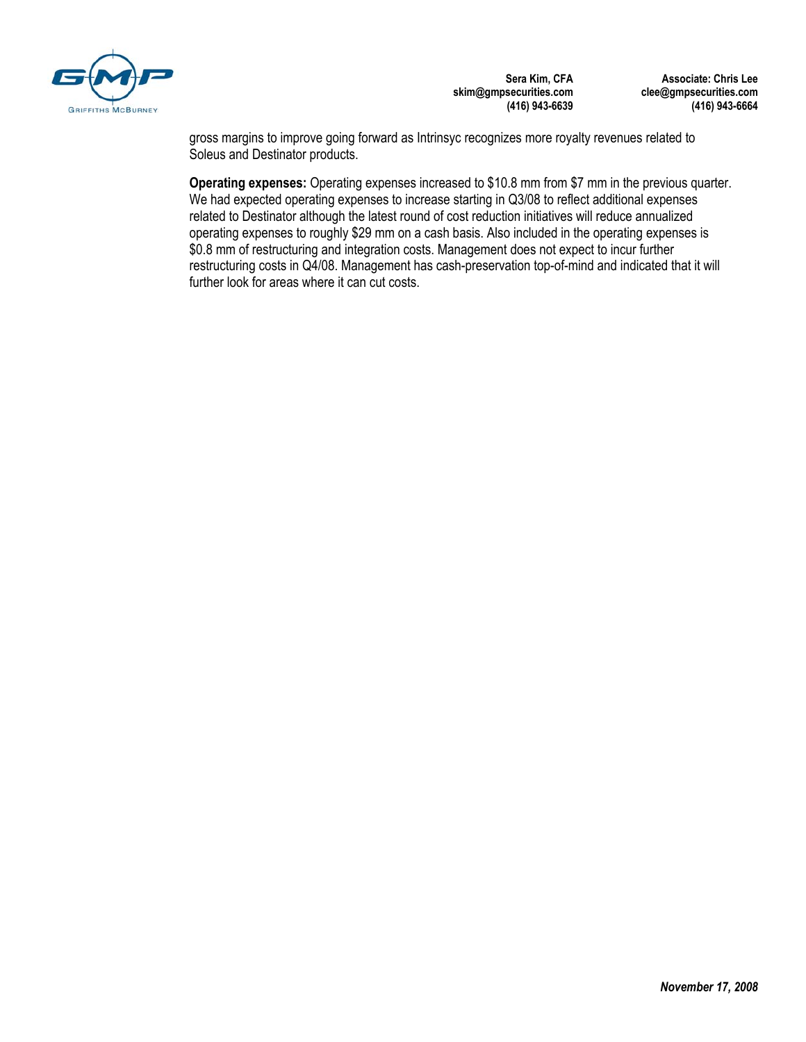gross margins to improve going forward as Intrinsyc recognizes more royalty revenues related to Soleus and Destinator products.

**Operating expenses:** Operating expenses increased to $10.8 mm from $7 mm in the previous quarter. We had expected operating expenses to increase starting in Q3/08 to reflect additional expenses related to Destinator although the latest round of cost reduction initiatives will reduce annualized operating expenses to roughly $29 mm on a cash basis. Also included in the operating expenses is $0.8 mm of restructuring and integration costs. Management does not expect to incur further restructuring costs in Q4/08. Management has cash-preservation top-of-mind and indicated that it will further look for areas where it can cut costs.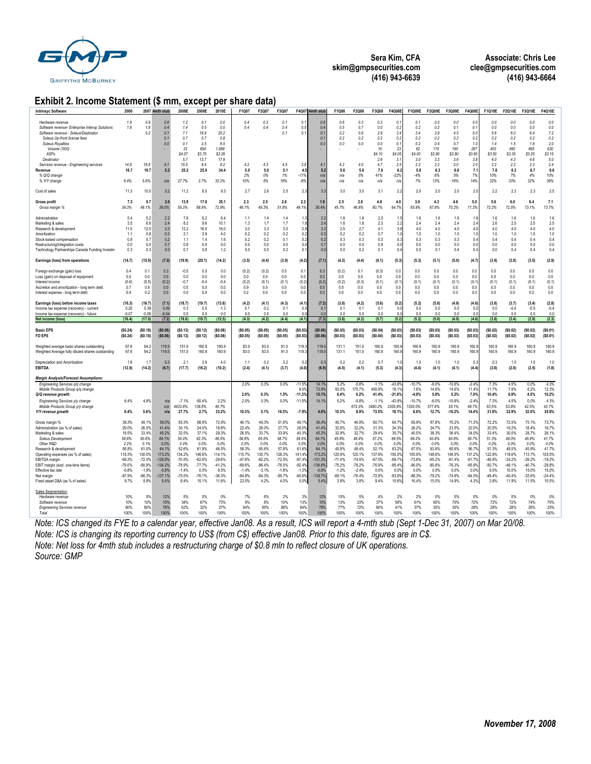Sera Kim, CFA
skim@gmpsecurities.com
(416) 943-6639

Associate: Chris Lee
clee@gmpsecurities.com
(416) 943-6664

## Exhibit 2. Income Statement ($ mm, except per share data)

| Intrinsyc Software | 2006 | 2007 | 4mth stub | 2008E | 2009E | 2010E | F1Q07 | F2Q07 | F3Q07 | F4Q07 | 4mth stub | F1Q08 | F2Q08 | F3Q08 | F4Q08E | F1Q09E | F2Q09E | F3Q09E | F4Q09E | F1Q10E | F2Q10E | F3Q10E | F4Q10E |
|---|---|---|---|---|---|---|---|---|---|---|---|---|---|---|---|---|---|---|---|---|---|---|---|
| *Hardware revenue* | 1.9 | 0.9 | 0.6 | 1.2 | 0.1 | 0.0 | 0.4 | 0.3 | 0.1 | 0.1 | 0.6 | 0.6 | 0.3 | 0.3 | 0.1 | 0.1 | 0.0 | 0.0 | 0.0 | 0.0 | 0.0 | 0.0 | 0.0 |
| *Software revenue- Enterprise Interop Solutions* | 1.8 | 1.8 | 0.4 | 1.4 | 0.5 | 0.0 | 0.4 | 0.4 | 0.4 | 0.5 | 0.4 | 0.5 | 0.7 | 0.0 | 0.2 | 0.2 | 0.2 | 0.1 | 0.1 | 0.0 | 0.0 | 0.0 | 0.0 |
| *Software revenue - Soleus/Destinator* | | 0.2 | 0.1 | 7.1 | 16.9 | 25.2 | | | 0.1 | 0.1 | 0.1 | 0.2 | 0.6 | 2.9 | 3.4 | 3.4 | 3.9 | 4.5 | 5.0 | 5.6 | 6.0 | 6.4 | 7.2 |
| *Soleus Up-front license fees* | | | 0.1 | 0.7 | 0.7 | 0.8 | | | | | 0.1 | 0.2 | 0.2 | 0.2 | 0.2 | 0.2 | 0.2 | 0.2 | 0.2 | 0.2 | 0.2 | 0.2 | 0.2 |
| *Soleus Royalties* | | | 0.0 | 0.1 | 2.5 | 6.5 | | | | | 0.0 | 0.0 | 0.0 | 0.0 | 0.1 | 0.2 | 0.4 | 0.7 | 1.0 | 1.4 | 1.5 | 1.6 | 2.0 |
| *Volume ('000)* | | | - | 33 | 654 | 1,988 | | | | | - | - | - | 10 | 23 | 62 | 115 | 190 | 287 | 403 | 460 | 495 | 630 |
| *ASPs* | | | | $4.07 | $3.75 | $3.29 | | | | | | | | $4.10 | $4.05 | $4.00 | $3.90 | $3.80 | $3.60 | $3.50 | $3.35 | $3.25 | $3.15 |
| *Destinator* | | | | 5.7 | 13.7 | 17.9 | | | | | | | | 2.6 | 3.1 | 3.0 | 3.3 | 3.6 | 3.8 | 4.0 | 4.3 | 4.6 | 5.0 |
| *Services revenue - Engineering services* | 14.9 | 16.8 | 4.1 | 15.5 | 8.4 | 9.2 | 4.2 | 4.3 | 4.5 | 3.8 | 4.1 | 4.3 | 4.0 | 4.7 | 2.5 | 2.2 | 2.2 | 2.0 | 2.0 | 2.2 | 2.3 | 2.3 | 2.4 |
| **Revenue** | **18.7** | **19.7** | **5.2** | **25.2** | **25.9** | **34.4** | **5.0** | **5.0** | **5.1** | **4.5** | **5.2** | **5.6** | **5.6** | **7.9** | **6.2** | **5.9** | **6.3** | **6.6** | **7.1** | **7.8** | **8.3** | **8.7** | **9.6** |
| *% Q/Q change* | | | | | | | 2% | 0% | 1% | -11% | n/a | n/a | 0% | 41% | -22% | -4% | 6% | 5% | 7% | 10% | 7% | 4% | 10% |
| *% Y/Y change* | 6.4% | 5.6% | n/a | 27.7% | 2.7% | 33.2% | 10% | 5% | 16% | -8% | n/a | n/a | n/a | n/a | n/a | 7% | 13% | -16% | 14% | 32% | 33% | 32% | 36% |
| Cost of sales | 11.3 | 10.0 | 3.2 | 11.2 | 8.0 | 9.3 | 2.7 | 2.6 | 2.5 | 2.3 | 3.3 | 3.0 | 3.0 | 3.1 | 2.2 | 2.0 | 2.0 | 2.0 | 2.0 | 2.2 | 2.3 | 2.3 | 2.5 |
| **Gross profit** | **7.3** | **9.7** | **2.0** | **13.9** | **17.8** | **25.1** | **2.3** | **2.5** | **2.6** | **2.2** | **1.9** | **2.5** | **2.6** | **4.8** | **4.0** | **3.9** | **4.3** | **4.6** | **5.0** | **5.6** | **6.0** | **6.4** | **7.1** |
| *Gross margin %* | 39.3% | 49.1% | 39.0% | 55.3% | 68.9% | 72.9% | 46.1% | 49.3% | 51.8% | 49.1% | 36.4% | 45.7% | 46.9% | 60.7% | 64.7% | 65.9% | 67.8% | 70.2% | 71.3% | 72.2% | 72.5% | 73.1% | 73.7% |
| Administration | 5.4 | 5.2 | 2.2 | 7.6 | 6.2 | 6.4 | 1.1 | 1.4 | 1.4 | 1.3 | 2.2 | 1.8 | 1.8 | 2.5 | 1.5 | 1.6 | 1.6 | 1.6 | 1.6 | 1.6 | 1.6 | 1.6 | 1.6 |
| Marketing & sales | 3.5 | 6.6 | 2.4 | 8.2 | 9.6 | 10.1 | 1.3 | 1.7 | 1.7 | 1.8 | 2.4 | 1.8 | 1.8 | 2.3 | 2.2 | 2.4 | 2.4 | 2.4 | 2.4 | 2.6 | 2.5 | 2.5 | 2.5 |
| Research & development | 11.0 | 12.0 | 3.3 | 13.2 | 16.0 | 16.0 | 3.0 | 3.3 | 3.0 | 2.8 | 3.3 | 2.5 | 2.7 | 4.1 | 3.9 | 4.0 | 4.0 | 4.0 | 4.0 | 4.0 | 4.0 | 4.0 | 4.0 |
| Amortization | 1.1 | 0.8 | 0.3 | 2.1 | 3.9 | 4.0 | 0.2 | 0.2 | 0.2 | 0.2 | 0.3 | 0.2 | 0.2 | 0.7 | 1.0 | 1.0 | 1.0 | 1.0 | 1.0 | 1.0 | 1.0 | 1.0 | 1.0 |
| Stock-based compensation | 0.9 | 0.7 | 0.2 | 1.1 | 1.4 | 1.6 | 0.2 | 0.2 | 0.1 | 0.2 | 0.2 | 0.3 | 0.3 | 0.3 | 0.3 | 0.3 | 0.3 | 0.3 | 0.4 | 0.4 | 0.4 | 0.4 | 0.4 |
| Restructuring/Integration costs | 0.0 | 0.0 | 0.7 | 0.8 | 0.0 | 0.0 | 0.0 | 0.0 | 0.0 | 0.0 | 0.7 | 0.0 | 0.0 | 0.8 | 0.0 | 0.0 | 0.0 | 0.0 | 0.0 | 0.0 | 0.0 | 0.0 | 0.0 |
| Technology Partnerships Canada Funding Investm | 0.3 | 0.3 | 0.0 | 0.7 | 0.8 | 1.2 | 0.0 | 0.0 | 0.2 | 0.1 | 0.0 | 0.0 | 0.2 | 0.1 | 0.4 | 0.0 | 0.1 | 0.4 | 0.4 | 0.0 | 0.4 | 0.4 | 0.4 |
| **Earnings (loss) from operations** | **(14.7)** | **(15.9)** | **(7.0)** | **(19.9)** | **(20.1)** | **(14.2)** | **(3.5)** | **(4.4)** | **(3.9)** | **(4.2)** | **(7.1)** | **(4.2)** | **(4.4)** | **(6.1)** | **(5.3)** | **(5.3)** | **(5.1)** | **(5.0)** | **(4.7)** | **(3.9)** | **(3.8)** | **(3.5)** | **(2.9)** |
| Foreign exchange (gain) loss | 0.4 | 0.1 | 0.3 | -0.5 | 0.0 | 0.0 | (0.2) | (0.2) | 0.5 | 0.1 | 0.3 | (0.2) | 0.1 | (0.3) | 0.0 | 0.0 | 0.0 | 0.0 | 0.0 | 0.0 | 0.0 | 0.0 | 0.0 |
| Loss (gain) on disposal of equipment | 0.0 | 0.0 | 0.0 | 0.0 | 0.0 | 0.0 | 0.0 | 0.0 | 0.0 | 0.0 | 0.0 | 0.0 | 0.0 | 0.0 | 0.0 | 0.0 | 0.0 | 0.0 | 0.0 | 0.0 | 0.0 | 0.0 | 0.0 |
| Interest income | (0.6) | (0.5) | (0.2) | -0.7 | -0.4 | -0.4 | (0.2) | (0.1) | (0.1) | (0.2) | (0.2) | (0.2) | (0.3) | (0.1) | (0.1) | (0.1) | (0.1) | (0.1) | (0.1) | (0.1) | (0.1) | (0.1) | (0.1) |
| Accretion and amortization - long term debt | 0.7 | 0.9 | 0.0 | 0.0 | 0.0 | 0.0 | 0.9 | 0.0 | 0.0 | 0.0 | 0.0 | 0.0 | 0.0 | 0.0 | 0.0 | 0.0 | 0.0 | 0.0 | 0.0 | 0.0 | 0.0 | 0.0 | 0.0 |
| Interest expense - long term debt | 0.9 | 0.2 | 0.0 | 0.0 | 0.0 | 0.0 | 0.2 | 0.0 | 0.0 | 0.0 | 0.0 | 0.0 | 0.0 | 0.0 | 0.0 | 0.0 | 0.0 | 0.0 | 0.0 | 0.0 | 0.0 | 0.0 | 0.0 |
| **Earnings (loss) before income taxes** | **(16.3)** | **(16.7)** | **(7.1)** | **(18.7)** | **(19.7)** | **(13.8)** | **(4.2)** | **(4.1)** | **(4.3)** | **(4.1)** | **(7.2)** | **(3.8)** | **(4.2)** | **(5.6)** | **(5.2)** | **(5.2)** | **(5.0)** | **(4.9)** | **(4.6)** | **(3.8)** | **(3.7)** | **(3.4)** | **(2.8)** |
| Income tax expense (recovery) - current | 0.20 | 0.39 | 0.09 | 0.3 | 0.0 | -1.3 | 0.1 | 0.2 | 0.1 | 0.0 | 0.1 | 0.1 | 0.1 | 0.1 | 0.0 | 0.0 | 0.0 | 0.0 | 0.0 | 0.0 | -0.4 | -0.5 | -0.4 |
| Income tax expense (recovery) - future | -0.07 | -0.08 | -0.04 | 0.0 | 0.0 | 0.0 | 0.0 | 0.0 | 0.0 | 0.0 | 0.0 | 0.0 | 0.0 | 0.0 | 0.0 | 0.0 | 0.0 | 0.0 | 0.0 | 0.0 | 0.0 | 0.0 | 0.0 |
| **Net income (loss)** | **(16.4)** | **(17.0)** | **(7.2)** | **(19.0)** | **(19.7)** | **(12.5)** | **(4.3)** | **(4.2)** | **(4.4)** | **(4.1)** | **(7.3)** | **(3.8)** | **(4.3)** | **(5.7)** | **(5.2)** | **(5.2)** | **(5.0)** | **(4.9)** | **(4.6)** | **(3.8)** | **(3.4)** | **(2.9)** | **(2.3)** |
| **Basic EPS** | **($0.24)** | **($0.18)** | **($0.06)** | **($0.13)** | **($0.12)** | **($0.08)** | **($0.05)** | **($0.05)** | **($0.05)** | **($0.03)** | **($0.06)** | **($0.03)** | **($0.03)** | **($0.04)** | **($0.03)** | **($0.03)** | **($0.03)** | **($0.03)** | **($0.03)** | **($0.02)** | **($0.02)** | **($0.02)** | **($0.01)** |
| **FD EPS** | **($0.24)** | **($0.18)** | **($0.06)** | **($0.13)** | **($0.12)** | **($0.08)** | **($0.05)** | **($0.05)** | **($0.05)** | **($0.03)** | **($0.06)** | **($0.03)** | **($0.03)** | **($0.04)** | **($0.03)** | **($0.03)** | **($0.03)** | **($0.03)** | **($0.03)** | **($0.02)** | **($0.02)** | **($0.02)** | **($0.01)** |
| Weighted average basic shares outstanding | 67.6 | 94.2 | 119.5 | 151.0 | 160.9 | 160.9 | 83.0 | 83.0 | 91.0 | 119.3 | 119.5 | 131.1 | 151.0 | 160.9 | 160.9 | 160.9 | 160.9 | 160.9 | 160.9 | 160.9 | 160.9 | 160.9 | 160.9 |
| Weighted Average fully diluted shares outstanding | 67.6 | 94.2 | 119.5 | 151.0 | 160.9 | 160.9 | 83.0 | 83.0 | 91.0 | 119.3 | 119.5 | 131.1 | 151.0 | 160.9 | 160.9 | 160.9 | 160.9 | 160.9 | 160.9 | 160.9 | 160.9 | 160.9 | 160.9 |
| Depreciation and Amortization | 1.8 | 1.7 | 0.3 | 2.1 | 3.9 | 4.0 | 1.1 | 0.2 | 0.2 | 0.2 | 0.3 | 0.2 | 0.2 | 0.7 | 1.0 | 1.0 | 1.0 | 1.0 | 0.3 | 0.3 | 1.0 | 1.0 | 1.0 |
| **EBITDA** | **(12.9)** | **(14.2)** | **(6.7)** | **(17.7)** | **(16.2)** | **(10.2)** | **(2.4)** | **(4.1)** | **(3.7)** | **(4.0)** | **(6.9)** | **(4.0)** | **(4.1)** | **(5.3)** | **(4.3)** | **(4.4)** | **(4.1)** | **(4.1)** | **(4.4)** | **(3.6)** | **(2.8)** | **(2.5)** | **(1.8)** |
| ***Margin Analysis/Forecast Assumptions:*** | | | | | | | | | | | | | | | | | | | | | | | |
| *Engineering Services q/q change* | | | | | | | 2.0% | 0.3% | 0.0% | -11.5% | 14.1% | 5.2% | -5.8% | -1.1% | -43.8% | -10.7% | -6.0% | -10.6% | -2.4% | 7.3% | 4.5% | 0.0% | 4.3% |
| *Mobile Products Group q/q change* | | | | | | | | | | 8.0% | 72.8% | 50.0% | 175.7% | 400.9% | 16.1% | 1.6% | 14.6% | 14.6% | 11.4% | 11.7% | 7.9% | 6.2% | 12.3% |
| **Q/Q revenue growth** | | | | | | | 2.0% | 0.3% | 1.5% | -11.3% | 15.1% | 6.4% | 0.2% | 41.4% | -21.6% | -4.0% | 5.9% | 5.2% | 7.0% | 10.4% | 6.9% | 4.5% | 10.2% |
| *Engineering Services y/y change* | 6.4% | 4.8% | n/a | -7.1% | -50.4% | 2.2% | 2.0% | 0.3% | 0.0% | -11.5% | 14.1% | 5.2% | -5.8% | -1.1% | -43.8% | -10.7% | -6.0% | -10.6% | -2.4% | 7.3% | 4.5% | 0.0% | 4.3% |
| *Mobile Products Group y/y change* | | | n/a | 4423.8% | 138.8% | 49.7% | | | | | | | 672.0% | 3480.2% | 2305.8% | 1530.0% | 577.6% | 55.1% | 48.7% | 63.5% | 53.8% | 42.5% | 43.7% |
| **Y/Y revenue growth** | **6.4%** | **5.6%** | **n/a** | **27.7%** | **2.7%** | **33.2%** | **10.3%** | **5.1%** | **16.5%** | **-7.9%** | **4.0%** | **10.3%** | **8.9%** | **73.5%** | **18.1%** | **6.6%** | **12.7%** | **-16.2%** | **14.4%** | **31.6%** | **32.9%** | **32.0%** | **35.9%** |
| Gross margin % | 39.3% | 49.1% | 39.0% | 55.3% | 68.9% | 72.9% | 46.1% | 49.3% | 51.8% | 49.1% | 36.4% | 45.7% | 46.9% | 60.7% | 64.7% | 65.9% | 67.8% | 70.2% | 71.3% | 72.2% | 72.5% | 73.1% | 73.7% |
| Administration (as % of sales) | 29.0% | 26.5% | 41.4% | 30.1% | 24.0% | 18.6% | 22.4% | 28.0% | 27.7% | 28.0% | 41.4% | 32.8% | 32.2% | 31.3% | 24.3% | 26.2% | 24.7% | 23.5% | 22.0% | 20.5% | 19.2% | 18.4% | 16.7% |
| Marketing & sales | 18.5% | 33.4% | 45.2% | 32.5% | 37.1% | 29.3% | 26.5% | 33.7% | 33.9% | 40.3% | 45.2% | 32.9% | 32.7% | 29.4% | 35.7% | 40.5% | 38.3% | 36.4% | 34.0% | 33.4% | 30.0% | 28.7% | 26.1% |
| *Soleus Development* | 56.6% | 60.6% | 64.1% | 55.0% | 62.3% | 46.5% | 58.8% | 65.5% | 58.7% | 59.5% | 64.1% | 45.8% | 48.4% | 57.2% | 66.5% | 69.2% | 63.8% | 60.6% | 56.7% | 51.3% | 48.0% | 45.9% | 41.7% |
| *Other R&D* | 2.2% | 0.1% | 0.0% | 0.0% | 0.0% | 0.0% | 0.5% | 0.0% | 0.0% | 0.0% | 0.0% | 0.0% | 0.0% | 0.0% | 0.0% | 0.0% | 0.0% | 0.0% | 0.0% | 0.0% | 0.0% | 0.0% | 0.0% |
| Research & development | 58.8% | 61.0% | 64.1% | 52.6% | 61.9% | 46.5% | 59.3% | 65.6% | 57.8% | 61.6% | 64.1% | 45.8% | 48.4% | 52.1% | 63.2% | 67.5% | 63.8% | 60.6% | 56.7% | 51.3% | 48.0% | 45.9% | 41.7% |
| Operating expenses (as % of sales) | 118.3% | 130.0% | 173.2% | 134.2% | 146.6% | 114.1% | 115.7% | 135.7% | 128.3% | 141.4% | 173.2% | 120.9% | 125.1% | 137.6% | 150.0% | 155.9% | 148.6% | 146.5% | 137.2% | 122.8% | 118.6% | 113.7% | 103.5% |
| EBITDA margin | -69.3% | -72.0% | -128.8% | -70.5% | -62.6% | -29.6% | -47.6% | -82.2% | -72.5% | -87.4% | -131.3% | -71.4% | -74.5% | -67.5% | -69.7% | -73.6% | -65.2% | -61.4% | -61.7% | -46.8% | -34.2% | -29.2% | -19.2% |
| EBIT margin (excl. one-time items) | -79.0% | -80.9% | -134.2% | -78.9% | -77.7% | -41.2% | -69.6% | -86.4% | -76.5% | -92.4% | -136.8% | -75.2% | -78.2% | -76.9% | -85.4% | -90.0% | -80.8% | -76.3% | -65.9% | -50.7% | -46.1% | -40.7% | -29.8% |
| Effective tax rate | -0.8% | -1.9% | -0.8% | -1.4% | 0.0% | 9.5% | -1.4% | -3.1% | -1.8% | -1.3% | -0.8% | -1.2% | -2.4% | 0.0% | 0.0% | 0.0% | 0.0% | 0.0% | 0.0% | 0.0% | 10.0% | 15.0% | 15.0% |
| Net margin | -87.9% | -86.3% | -137.1% | -75.5% | -76.1% | -36.3% | -84.8% | -84.3% | -85.7% | -90.6% | -139.7% | -69.1% | -76.4% | -72.9% | -83.8% | -88.3% | -79.2% | -74.8% | -64.5% | -49.4% | -40.4% | -33.6% | -24.4% |
| Fixed asset D&A (as % of sales) | 9.7% | 8.9% | 5.4% | 8.4% | 15.1% | 11.6% | 22.0% | 4.2% | 4.0% | 5.0% | 5.4% | 3.8% | 3.8% | 9.4% | 15.6% | 16.4% | 15.5% | 14.9% | 4.3% | 3.8% | 11.9% | 11.5% | 10.5% |
| Sales Segmentation | | | | | | | | | | | | | | | | | | | | | | | |
| *Hardware revenue* | 10% | 5% | 12% | 5% | 0% | 0% | 7% | 6% | 2% | 3% | 12% | 10% | 5% | 4% | 2% | 2% | 0% | 0% | 0% | 0% | 0% | 0% | 0% |
| *Software revenue* | 10% | 10% | 10% | 34% | 67% | 73% | 9% | 8% | 10% | 13% | 10% | 13% | 23% | 37% | 58% | 61% | 65% | 70% | 72% | 72% | 72% | 74% | 75% |
| *Engineering Services revenue* | 80% | 85% | 78% | 62% | 32% | 27% | 84% | 85% | 88% | 84% | 78% | 77% | 72% | 60% | 41% | 37% | 35% | 30% | 28% | 28% | 28% | 26% | 25% |
| *Total* | 100% | 100% | 100% | 100% | 100% | 100% | 100% | 100% | 100% | 100% | 100% | 100% | 100% | 100% | 100% | 100% | 100% | 100% | 100% | 100% | 100% | 100% | 100% |

*Note: ICS changed its FYE to a calendar year, effective Jan08. As a result, ICS will report a 4-mth stub (Sept 1-Dec 31, 2007) on Mar 20/08.*
*Note: ICS is changing its reporting currency to US$ (from C$) effective Jan08. Prior to this date, figures are in C$.*
*Note: Net loss for 4mth stub includes a restructuring charge of $0.8 mln to reflect closure of UK operations.*
*Source: GMP*

**November 17, 2008**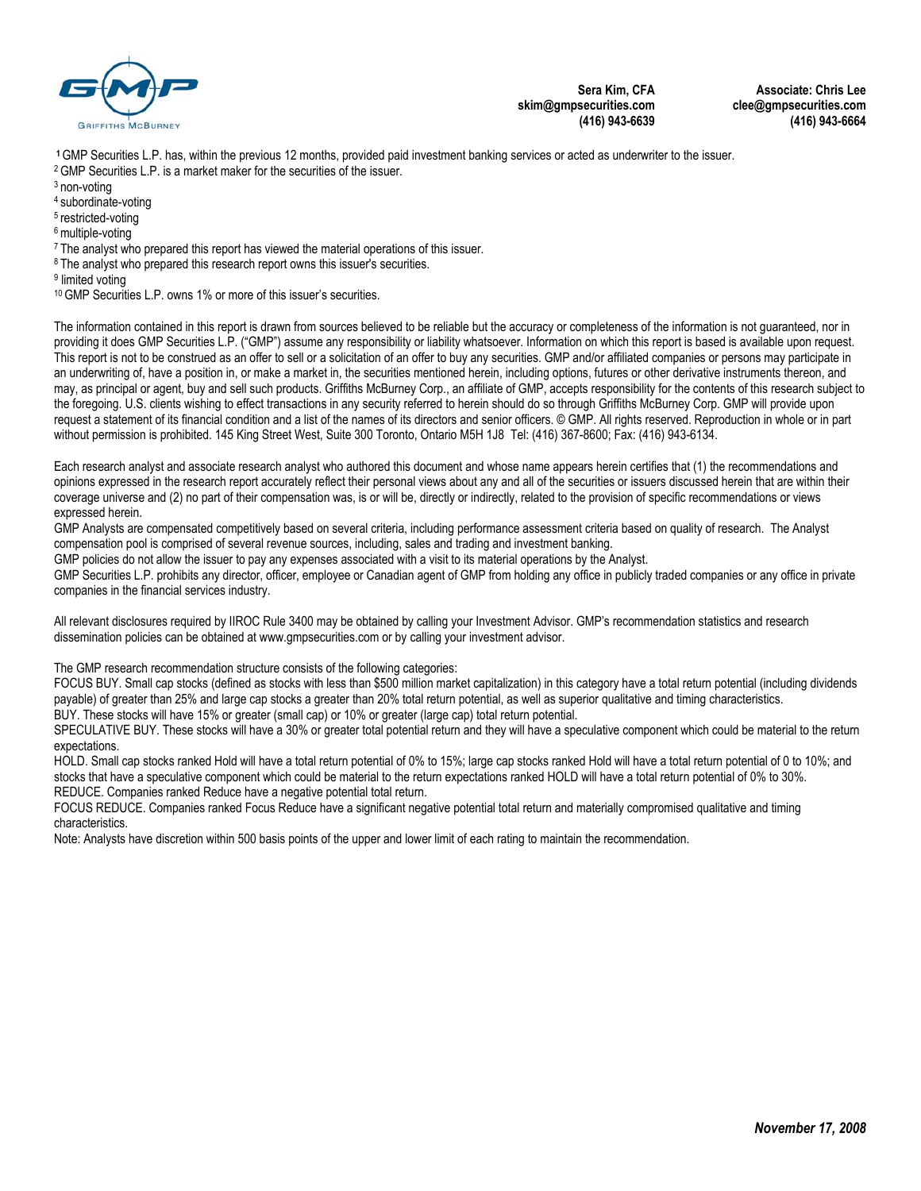GMP Griffiths McBurney

**Sera Kim, CFA**
**skim@gmpsecurities.com**
**(416) 943-6639**

**Associate: Chris Lee**
**clee@gmpsecurities.com**
**(416) 943-6664**

[1] GMP Securities L.P. has, within the previous 12 months, provided paid investment banking services or acted as underwriter to the issuer.
[2] GMP Securities L.P. is a market maker for the securities of the issuer.
[3] non-voting
[4] subordinate-voting
[5] restricted-voting
[6] multiple-voting
[7] The analyst who prepared this report has viewed the material operations of this issuer.
[8] The analyst who prepared this research report owns this issuer's securities.
[9] limited voting
[10] GMP Securities L.P. owns 1% or more of this issuer's securities.

The information contained in this report is drawn from sources believed to be reliable but the accuracy or completeness of the information is not guaranteed, nor in providing it does GMP Securities L.P. ("GMP") assume any responsibility or liability whatsoever. Information on which this report is based is available upon request. This report is not to be construed as an offer to sell or a solicitation of an offer to buy any securities. GMP and/or affiliated companies or persons may participate in an underwriting of, have a position in, or make a market in, the securities mentioned herein, including options, futures or other derivative instruments thereon, and may, as principal or agent, buy and sell such products. Griffiths McBurney Corp., an affiliate of GMP, accepts responsibility for the contents of this research subject to the foregoing. U.S. clients wishing to effect transactions in any security referred to herein should do so through Griffiths McBurney Corp. GMP will provide upon request a statement of its financial condition and a list of the names of its directors and senior officers. © GMP. All rights reserved. Reproduction in whole or in part without permission is prohibited. 145 King Street West, Suite 300 Toronto, Ontario M5H 1J8 Tel: (416) 367-8600; Fax: (416) 943-6134.

Each research analyst and associate research analyst who authored this document and whose name appears herein certifies that (1) the recommendations and opinions expressed in the research report accurately reflect their personal views about any and all of the securities or issuers discussed herein that are within their coverage universe and (2) no part of their compensation was, is or will be, directly or indirectly, related to the provision of specific recommendations or views expressed herein.
GMP Analysts are compensated competitively based on several criteria, including performance assessment criteria based on quality of research. The Analyst compensation pool is comprised of several revenue sources, including, sales and trading and investment banking.
GMP policies do not allow the issuer to pay any expenses associated with a visit to its material operations by the Analyst.
GMP Securities L.P. prohibits any director, officer, employee or Canadian agent of GMP from holding any office in publicly traded companies or any office in private companies in the financial services industry.

All relevant disclosures required by IIROC Rule 3400 may be obtained by calling your Investment Advisor. GMP's recommendation statistics and research dissemination policies can be obtained at www.gmpsecurities.com or by calling your investment advisor.

The GMP research recommendation structure consists of the following categories:
FOCUS BUY. Small cap stocks (defined as stocks with less than $500 million market capitalization) in this category have a total return potential (including dividends payable) of greater than 25% and large cap stocks a greater than 20% total return potential, as well as superior qualitative and timing characteristics.
BUY. These stocks will have 15% or greater (small cap) or 10% or greater (large cap) total return potential.
SPECULATIVE BUY. These stocks will have a 30% or greater total potential return and they will have a speculative component which could be material to the return expectations.
HOLD. Small cap stocks ranked Hold will have a total return potential of 0% to 15%; large cap stocks ranked Hold will have a total return potential of 0 to 10%; and stocks that have a speculative component which could be material to the return expectations ranked HOLD will have a total return potential of 0% to 30%.
REDUCE. Companies ranked Reduce have a negative potential total return.
FOCUS REDUCE. Companies ranked Focus Reduce have a significant negative potential total return and materially compromised qualitative and timing characteristics.
Note: Analysts have discretion within 500 basis points of the upper and lower limit of each rating to maintain the recommendation.

*November 17, 2008*